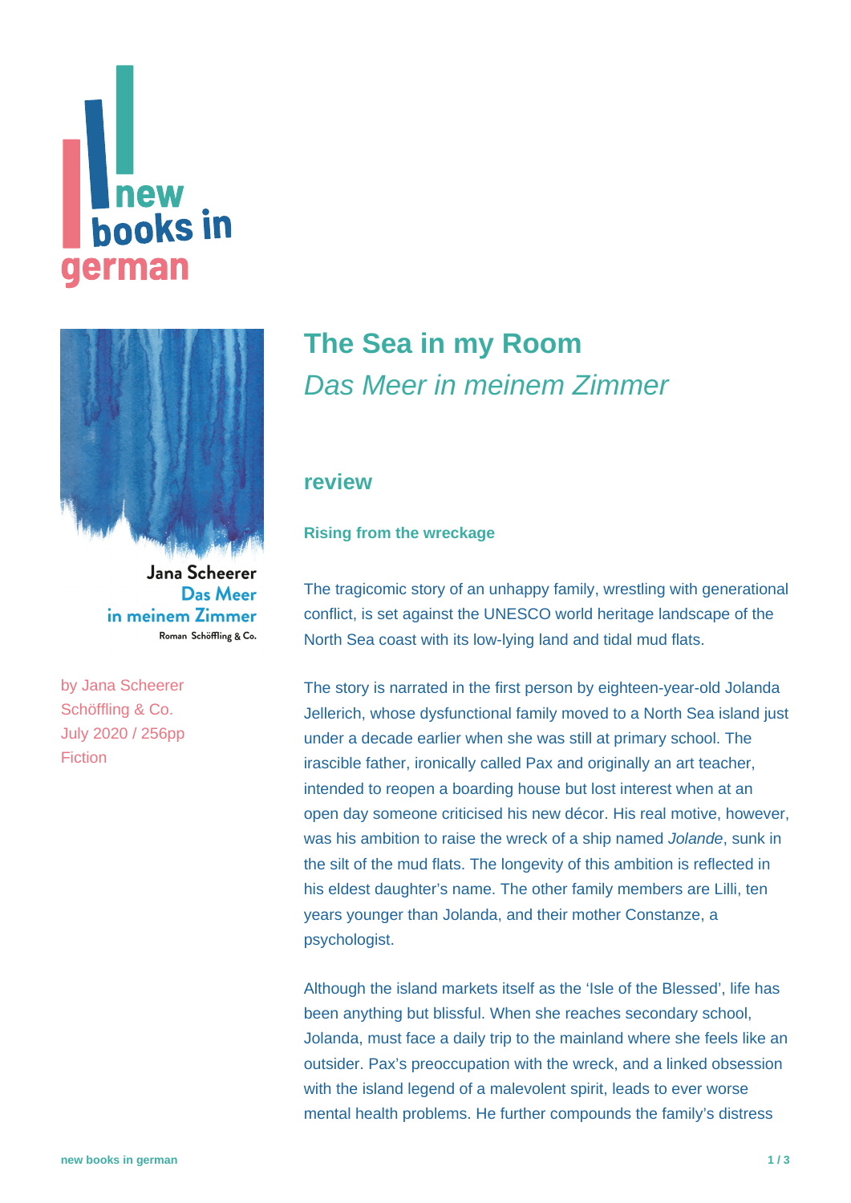# The Sea in my Room

## *Das Meer in meinem Zimmer*

by Jana Scheerer
Schöffling & Co.
July 2020 / 256pp
Fiction

### review

#### Rising from the wreckage

The tragicomic story of an unhappy family, wrestling with generational conflict, is set against the UNESCO world heritage landscape of the North Sea coast with its low-lying land and tidal mud flats.

The story is narrated in the first person by eighteen-year-old Jolanda Jellerich, whose dysfunctional family moved to a North Sea island just under a decade earlier when she was still at primary school. The irascible father, ironically called Pax and originally an art teacher, intended to reopen a boarding house but lost interest when at an open day someone criticised his new décor. His real motive, however, was his ambition to raise the wreck of a ship named *Jolande*, sunk in the silt of the mud flats. The longevity of this ambition is reflected in his eldest daughter's name. The other family members are Lilli, ten years younger than Jolanda, and their mother Constanze, a psychologist.

Although the island markets itself as the 'Isle of the Blessed', life has been anything but blissful. When she reaches secondary school, Jolanda, must face a daily trip to the mainland where she feels like an outsider. Pax's preoccupation with the wreck, and a linked obsession with the island legend of a malevolent spirit, leads to ever worse mental health problems. He further compounds the family's distress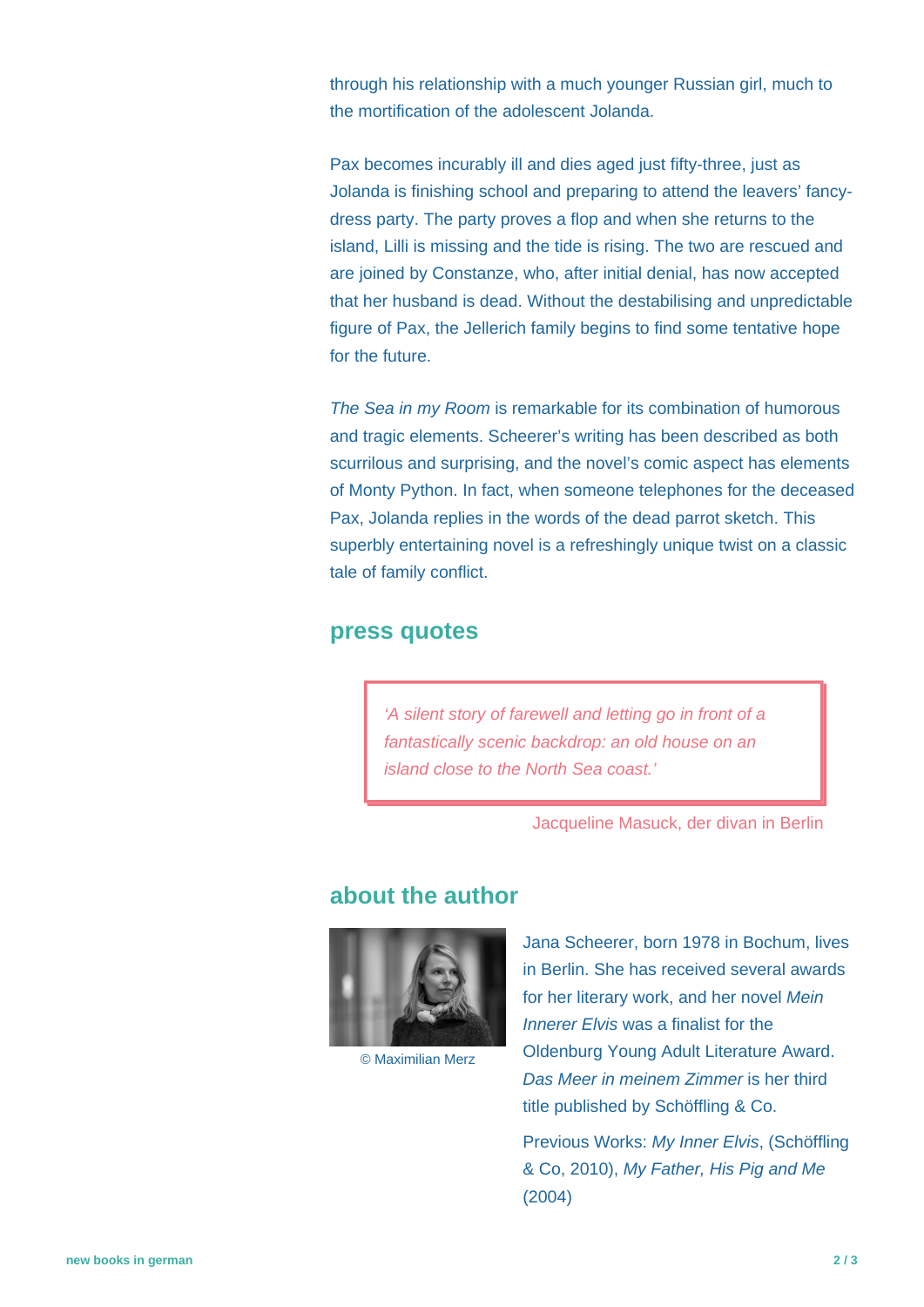through his relationship with a much younger Russian girl, much to the mortification of the adolescent Jolanda.

Pax becomes incurably ill and dies aged just fifty-three, just as Jolanda is finishing school and preparing to attend the leavers' fancy-dress party. The party proves a flop and when she returns to the island, Lilli is missing and the tide is rising. The two are rescued and are joined by Constanze, who, after initial denial, has now accepted that her husband is dead. Without the destabilising and unpredictable figure of Pax, the Jellerich family begins to find some tentative hope for the future.

*The Sea in my Room* is remarkable for its combination of humorous and tragic elements. Scheerer's writing has been described as both scurrilous and surprising, and the novel's comic aspect has elements of Monty Python. In fact, when someone telephones for the deceased Pax, Jolanda replies in the words of the dead parrot sketch. This superbly entertaining novel is a refreshingly unique twist on a classic tale of family conflict.

## press quotes

> *'A silent story of farewell and letting go in front of a fantastically scenic backdrop: an old house on an island close to the North Sea coast.'*

Jacqueline Masuck, der divan in Berlin

## about the author

© Maximilian Merz

Jana Scheerer, born 1978 in Bochum, lives in Berlin. She has received several awards for her literary work, and her novel *Mein Innerer Elvis* was a finalist for the Oldenburg Young Adult Literature Award. *Das Meer in meinem Zimmer* is her third title published by Schöffling & Co.

Previous Works: *My Inner Elvis*, (Schöffling & Co, 2010), *My Father, His Pig and Me* (2004)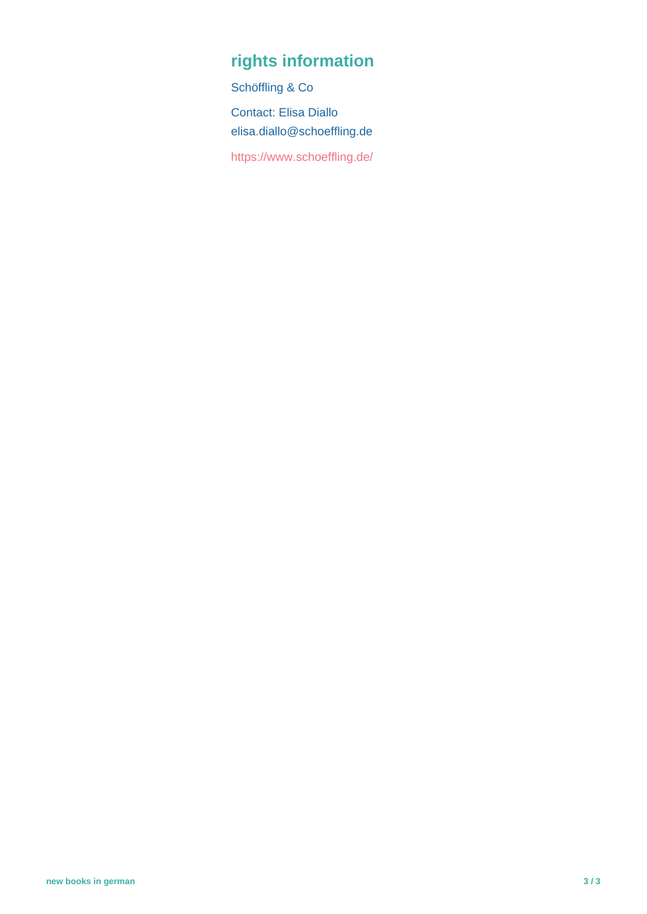## rights information

Schöffling & Co

Contact: Elisa Diallo
elisa.diallo@schoeffling.de

https://www.schoeffling.de/